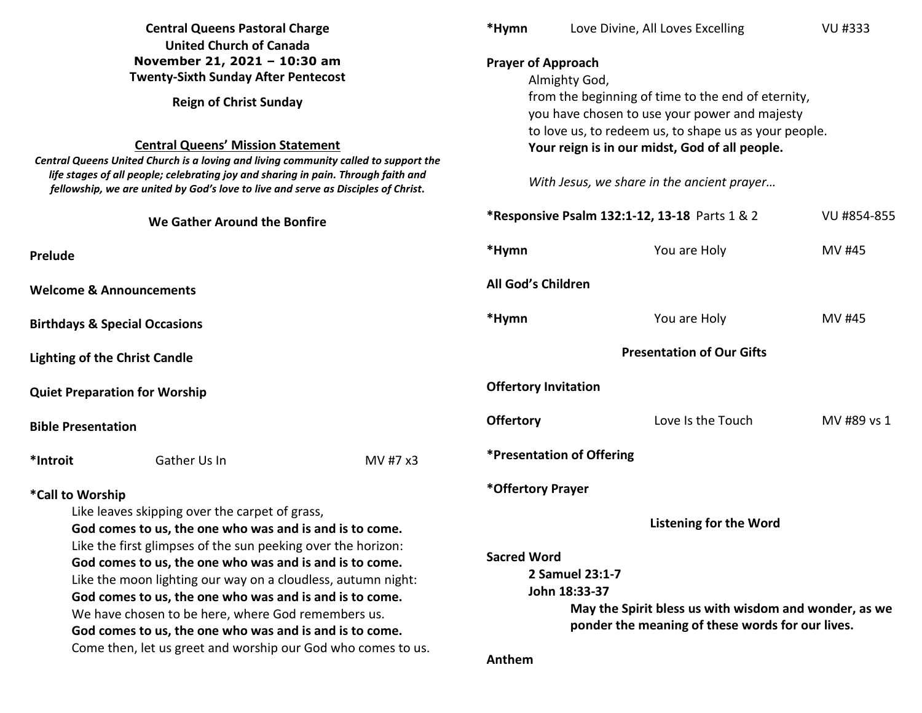**Central Queens Pastoral Charge**
**United Church of Canada**
**November 21, 2021 – 10:30 am**
**Twenty-Sixth Sunday After Pentecost**

**Reign of Christ Sunday**

**Central Queens' Mission Statement**

***Central Queens United Church is a loving and living community called to support the life stages of all people; celebrating joy and sharing in pain. Through faith and fellowship, we are united by God's love to live and serve as Disciples of Christ.***

**We Gather Around the Bonfire**

**Prelude**

**Welcome & Announcements**

**Birthdays & Special Occasions**

**Lighting of the Christ Candle**

**Quiet Preparation for Worship**

**Bible Presentation**

**\*Introit** Gather Us In MV #7 x3

**\*Call to Worship**

Like leaves skipping over the carpet of grass,
**God comes to us, the one who was and is and is to come.**
Like the first glimpses of the sun peeking over the horizon:
**God comes to us, the one who was and is and is to come.**
Like the moon lighting our way on a cloudless, autumn night:
**God comes to us, the one who was and is and is to come.**
We have chosen to be here, where God remembers us.
**God comes to us, the one who was and is and is to come.**
Come then, let us greet and worship our God who comes to us.

**\*Hymn** Love Divine, All Loves Excelling VU #333

**Prayer of Approach**

Almighty God,
from the beginning of time to the end of eternity,
you have chosen to use your power and majesty
to love us, to redeem us, to shape us as your people.
**Your reign is in our midst, God of all people.**

*With Jesus, we share in the ancient prayer…*

**\*Responsive Psalm 132:1-12, 13-18** Parts 1 & 2 VU #854-855

**\*Hymn** You are Holy MV #45

**All God's Children**

**\*Hymn** You are Holy MV #45

**Presentation of Our Gifts**

**Offertory Invitation**

**Offertory** Love Is the Touch MV #89 vs 1

**\*Presentation of Offering**

**\*Offertory Prayer**

**Listening for the Word**

**Sacred Word**

**2 Samuel 23:1-7**
**John 18:33-37**

**May the Spirit bless us with wisdom and wonder, as we ponder the meaning of these words for our lives.**

**Anthem**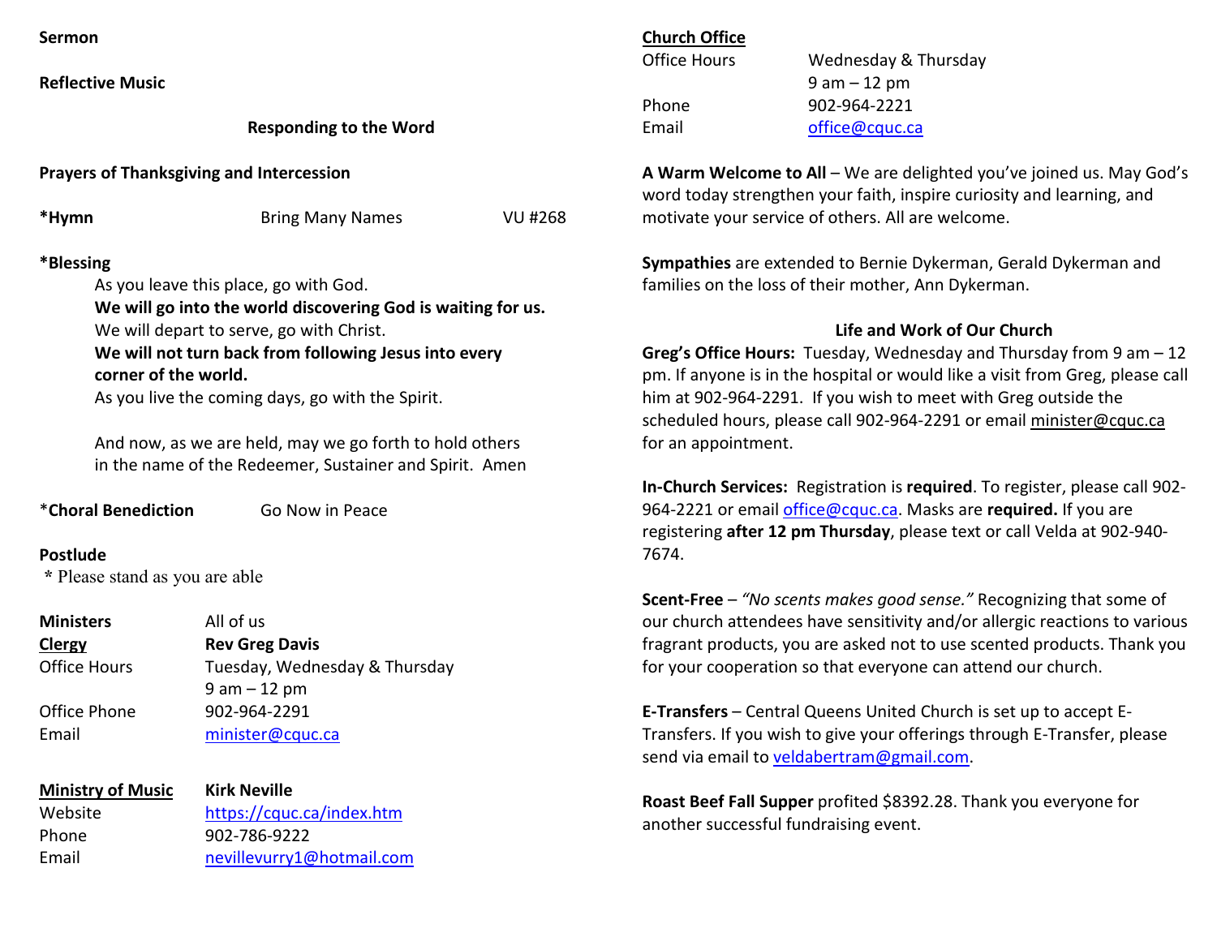**Sermon**

**Reflective Music**

**Responding to the Word**

**Prayers of Thanksgiving and Intercession**

***Hymn** Bring Many Names VU #268

***Blessing**

As you leave this place, go with God.
**We will go into the world discovering God is waiting for us.**
We will depart to serve, go with Christ.
**We will not turn back from following Jesus into every corner of the world.**
As you live the coming days, go with the Spirit.

And now, as we are held, may we go forth to hold others in the name of the Redeemer, Sustainer and Spirit. Amen

*__Choral Benediction__ Go Now in Peace

**Postlude**

* Please stand as you are able

| | |
|---|---|
| **Ministers** | All of us |
| **Clergy** | **Rev Greg Davis** |
| Office Hours | Tuesday, Wednesday & Thursday 9 am – 12 pm |
| Office Phone | 902-964-2291 |
| Email | minister@cquc.ca |

| | |
|---|---|
| **Ministry of Music** | **Kirk Neville** |
| Website | https://cquc.ca/index.htm |
| Phone | 902-786-9222 |
| Email | nevillevurry1@hotmail.com |

**Church Office**

| | |
|---|---|
| Office Hours | Wednesday & Thursday 9 am – 12 pm |
| Phone | 902-964-2221 |
| Email | office@cquc.ca |

**A Warm Welcome to All** – We are delighted you've joined us. May God's word today strengthen your faith, inspire curiosity and learning, and motivate your service of others. All are welcome.

**Sympathies** are extended to Bernie Dykerman, Gerald Dykerman and families on the loss of their mother, Ann Dykerman.

## Life and Work of Our Church

**Greg's Office Hours:** Tuesday, Wednesday and Thursday from 9 am – 12 pm. If anyone is in the hospital or would like a visit from Greg, please call him at 902-964-2291. If you wish to meet with Greg outside the scheduled hours, please call 902-964-2291 or email minister@cquc.ca for an appointment.

**In-Church Services:** Registration is **required**. To register, please call 902-964-2221 or email office@cquc.ca. Masks are **required.** If you are registering **after 12 pm Thursday**, please text or call Velda at 902-940-7674.

**Scent-Free** – *"No scents makes good sense."* Recognizing that some of our church attendees have sensitivity and/or allergic reactions to various fragrant products, you are asked not to use scented products. Thank you for your cooperation so that everyone can attend our church.

**E-Transfers** – Central Queens United Church is set up to accept E-Transfers. If you wish to give your offerings through E-Transfer, please send via email to veldabertram@gmail.com.

**Roast Beef Fall Supper** profited $8392.28. Thank you everyone for another successful fundraising event.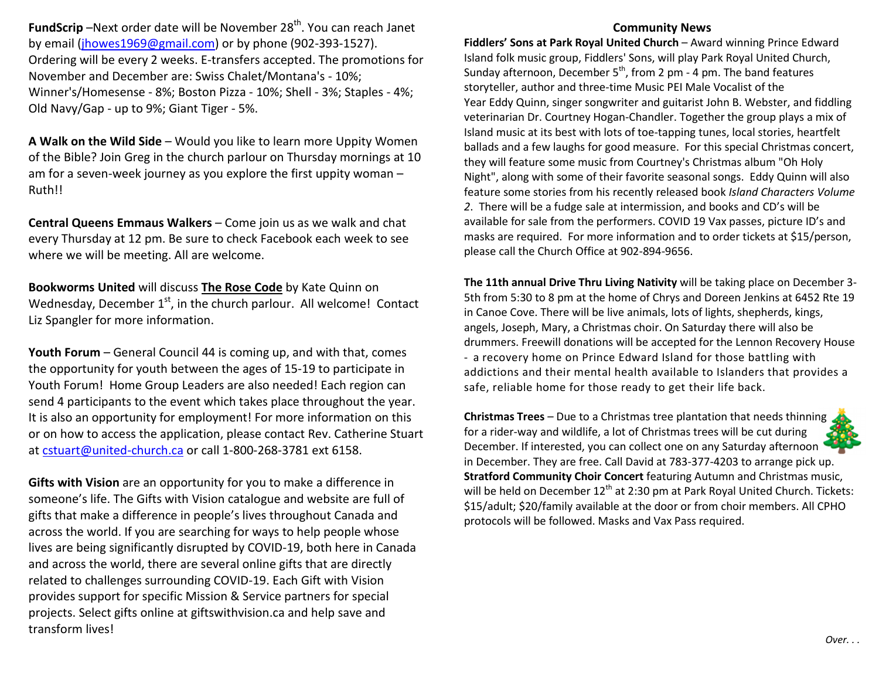**FundScrip** –Next order date will be November 28th. You can reach Janet by email (jhowes1969@gmail.com) or by phone (902-393-1527). Ordering will be every 2 weeks. E-transfers accepted. The promotions for November and December are: Swiss Chalet/Montana's - 10%; Winner's/Homesense - 8%; Boston Pizza - 10%; Shell - 3%; Staples - 4%; Old Navy/Gap - up to 9%; Giant Tiger - 5%.

**A Walk on the Wild Side** – Would you like to learn more Uppity Women of the Bible? Join Greg in the church parlour on Thursday mornings at 10 am for a seven-week journey as you explore the first uppity woman – Ruth!!

**Central Queens Emmaus Walkers** – Come join us as we walk and chat every Thursday at 12 pm. Be sure to check Facebook each week to see where we will be meeting. All are welcome.

**Bookworms United** will discuss **The Rose Code** by Kate Quinn on Wednesday, December 1st, in the church parlour. All welcome! Contact Liz Spangler for more information.

**Youth Forum** – General Council 44 is coming up, and with that, comes the opportunity for youth between the ages of 15-19 to participate in Youth Forum! Home Group Leaders are also needed! Each region can send 4 participants to the event which takes place throughout the year. It is also an opportunity for employment! For more information on this or on how to access the application, please contact Rev. Catherine Stuart at cstuart@united-church.ca or call 1-800-268-3781 ext 6158.

**Gifts with Vision** are an opportunity for you to make a difference in someone's life. The Gifts with Vision catalogue and website are full of gifts that make a difference in people's lives throughout Canada and across the world. If you are searching for ways to help people whose lives are being significantly disrupted by COVID-19, both here in Canada and across the world, there are several online gifts that are directly related to challenges surrounding COVID-19. Each Gift with Vision provides support for specific Mission & Service partners for special projects. Select gifts online at giftswithvision.ca and help save and transform lives!

## Community News

**Fiddlers' Sons at Park Royal United Church** – Award winning Prince Edward Island folk music group, Fiddlers' Sons, will play Park Royal United Church, Sunday afternoon, December 5th, from 2 pm - 4 pm. The band features storyteller, author and three-time Music PEI Male Vocalist of the Year Eddy Quinn, singer songwriter and guitarist John B. Webster, and fiddling veterinarian Dr. Courtney Hogan-Chandler. Together the group plays a mix of Island music at its best with lots of toe-tapping tunes, local stories, heartfelt ballads and a few laughs for good measure. For this special Christmas concert, they will feature some music from Courtney's Christmas album "Oh Holy Night", along with some of their favorite seasonal songs. Eddy Quinn will also feature some stories from his recently released book *Island Characters Volume 2*. There will be a fudge sale at intermission, and books and CD's will be available for sale from the performers. COVID 19 Vax passes, picture ID's and masks are required. For more information and to order tickets at $15/person, please call the Church Office at 902-894-9656.

**The 11th annual Drive Thru Living Nativity** will be taking place on December 3-5th from 5:30 to 8 pm at the home of Chrys and Doreen Jenkins at 6452 Rte 19 in Canoe Cove. There will be live animals, lots of lights, shepherds, kings, angels, Joseph, Mary, a Christmas choir. On Saturday there will also be drummers. Freewill donations will be accepted for the Lennon Recovery House - a recovery home on Prince Edward Island for those battling with addictions and their mental health available to Islanders that provides a safe, reliable home for those ready to get their life back.

**Christmas Trees** – Due to a Christmas tree plantation that needs thinning for a rider-way and wildlife, a lot of Christmas trees will be cut during December. If interested, you can collect one on any Saturday afternoon in December. They are free. Call David at 783-377-4203 to arrange pick up.

**Stratford Community Choir Concert** featuring Autumn and Christmas music, will be held on December 12th at 2:30 pm at Park Royal United Church. Tickets: $15/adult; $20/family available at the door or from choir members. All CPHO protocols will be followed. Masks and Vax Pass required.

*Over. . .*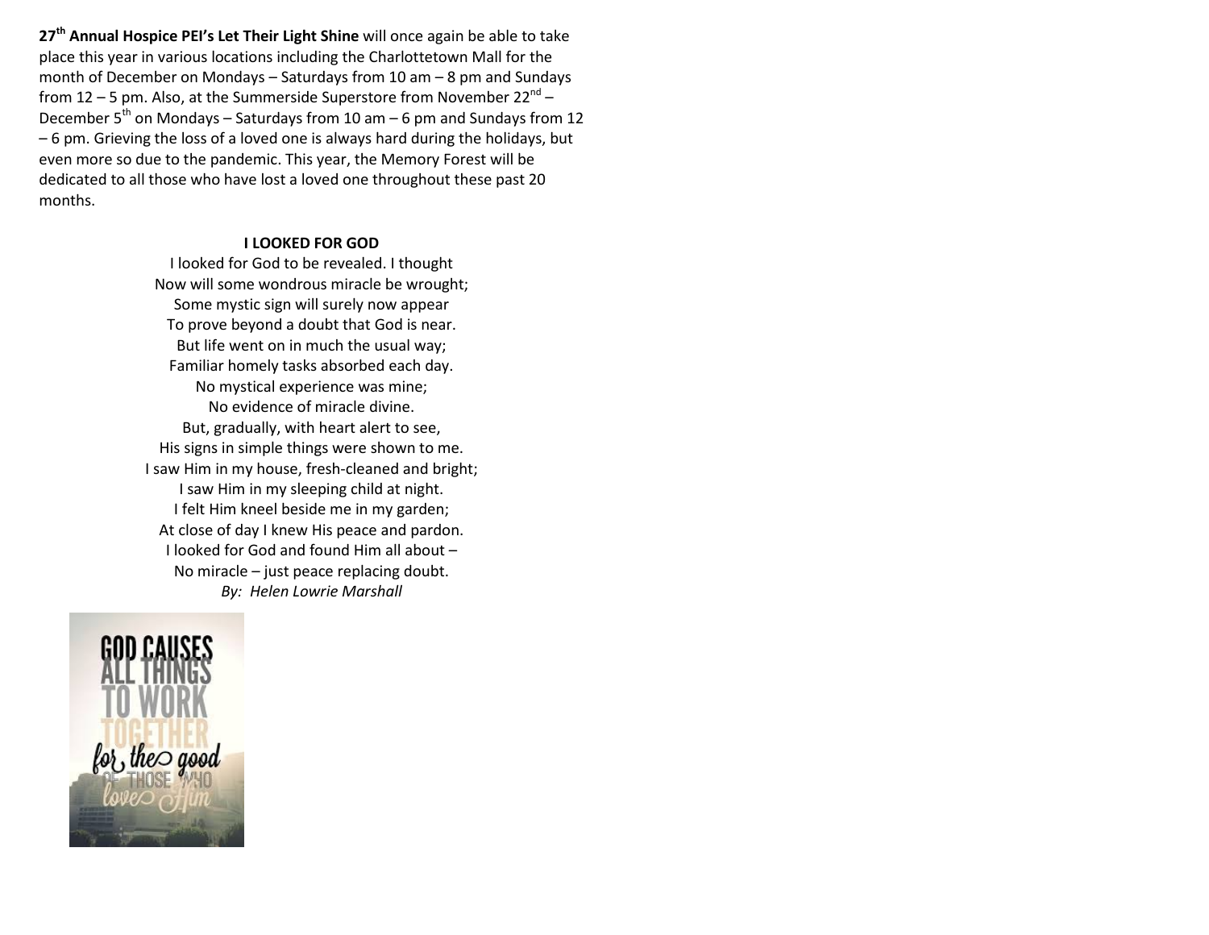**27th Annual Hospice PEI's Let Their Light Shine** will once again be able to take place this year in various locations including the Charlottetown Mall for the month of December on Mondays – Saturdays from 10 am – 8 pm and Sundays from 12 – 5 pm. Also, at the Summerside Superstore from November 22nd – December 5th on Mondays – Saturdays from 10 am – 6 pm and Sundays from 12 – 6 pm. Grieving the loss of a loved one is always hard during the holidays, but even more so due to the pandemic. This year, the Memory Forest will be dedicated to all those who have lost a loved one throughout these past 20 months.

**I LOOKED FOR GOD**

I looked for God to be revealed. I thought
Now will some wondrous miracle be wrought;
Some mystic sign will surely now appear
To prove beyond a doubt that God is near.
But life went on in much the usual way;
Familiar homely tasks absorbed each day.
No mystical experience was mine;
No evidence of miracle divine.
But, gradually, with heart alert to see,
His signs in simple things were shown to me.
I saw Him in my house, fresh-cleaned and bright;
I saw Him in my sleeping child at night.
I felt Him kneel beside me in my garden;
At close of day I knew His peace and pardon.
I looked for God and found Him all about –
No miracle – just peace replacing doubt.

*By: Helen Lowrie Marshall*

GOD CAUSES ALL THINGS TO WORK TOGETHER for the good OF THOSE WHO love Him